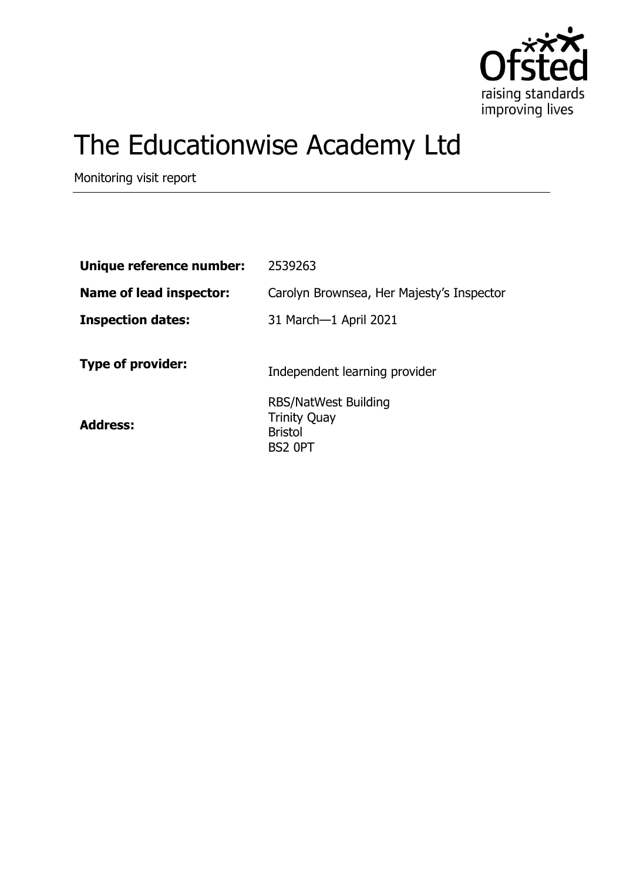# The Educationwise Academy Ltd

Monitoring visit report

| | |
|---|---|
| **Unique reference number:** | 2539263 |
| **Name of lead inspector:** | Carolyn Brownsea, Her Majesty's Inspector |
| **Inspection dates:** | 31 March—1 April 2021 |
| **Type of provider:** | Independent learning provider |
| **Address:** | RBS/NatWest Building<br>Trinity Quay<br>Bristol<br>BS2 0PT |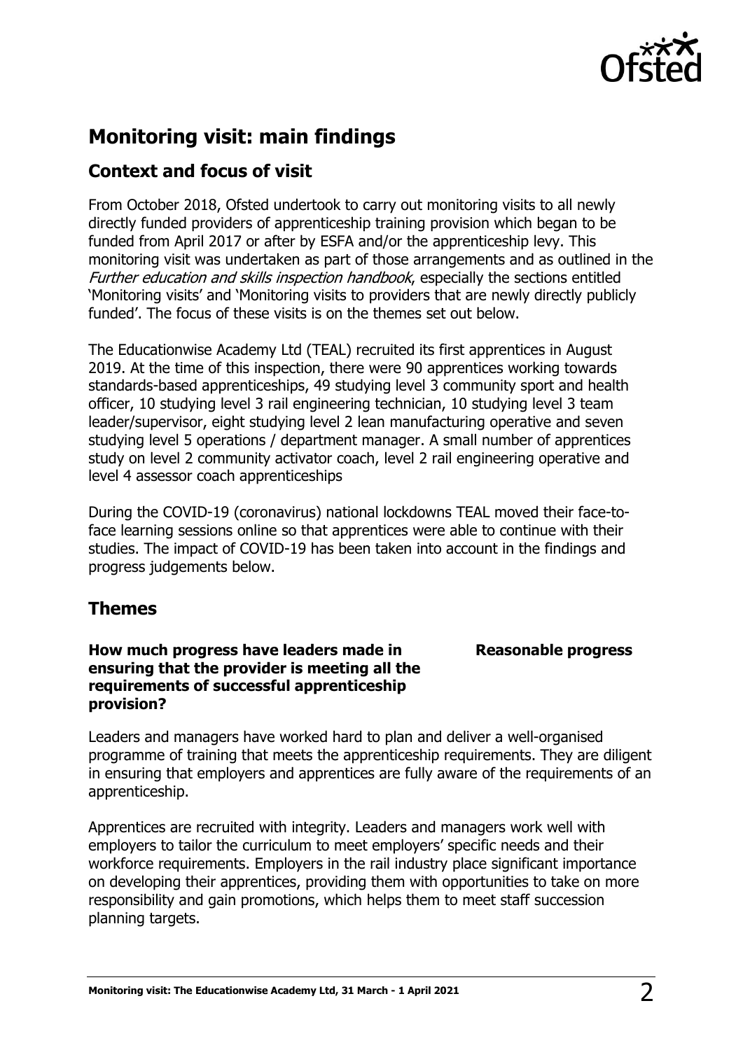## Monitoring visit: main findings

### Context and focus of visit

From October 2018, Ofsted undertook to carry out monitoring visits to all newly directly funded providers of apprenticeship training provision which began to be funded from April 2017 or after by ESFA and/or the apprenticeship levy. This monitoring visit was undertaken as part of those arrangements and as outlined in the *Further education and skills inspection handbook*, especially the sections entitled 'Monitoring visits' and 'Monitoring visits to providers that are newly directly publicly funded'. The focus of these visits is on the themes set out below.

The Educationwise Academy Ltd (TEAL) recruited its first apprentices in August 2019. At the time of this inspection, there were 90 apprentices working towards standards-based apprenticeships, 49 studying level 3 community sport and health officer, 10 studying level 3 rail engineering technician, 10 studying level 3 team leader/supervisor, eight studying level 2 lean manufacturing operative and seven studying level 5 operations / department manager. A small number of apprentices study on level 2 community activator coach, level 2 rail engineering operative and level 4 assessor coach apprenticeships

During the COVID-19 (coronavirus) national lockdowns TEAL moved their face-to-face learning sessions online so that apprentices were able to continue with their studies. The impact of COVID-19 has been taken into account in the findings and progress judgements below.

### Themes

**How much progress have leaders made in ensuring that the provider is meeting all the requirements of successful apprenticeship provision?** **Reasonable progress**

Leaders and managers have worked hard to plan and deliver a well-organised programme of training that meets the apprenticeship requirements. They are diligent in ensuring that employers and apprentices are fully aware of the requirements of an apprenticeship.

Apprentices are recruited with integrity. Leaders and managers work well with employers to tailor the curriculum to meet employers' specific needs and their workforce requirements. Employers in the rail industry place significant importance on developing their apprentices, providing them with opportunities to take on more responsibility and gain promotions, which helps them to meet staff succession planning targets.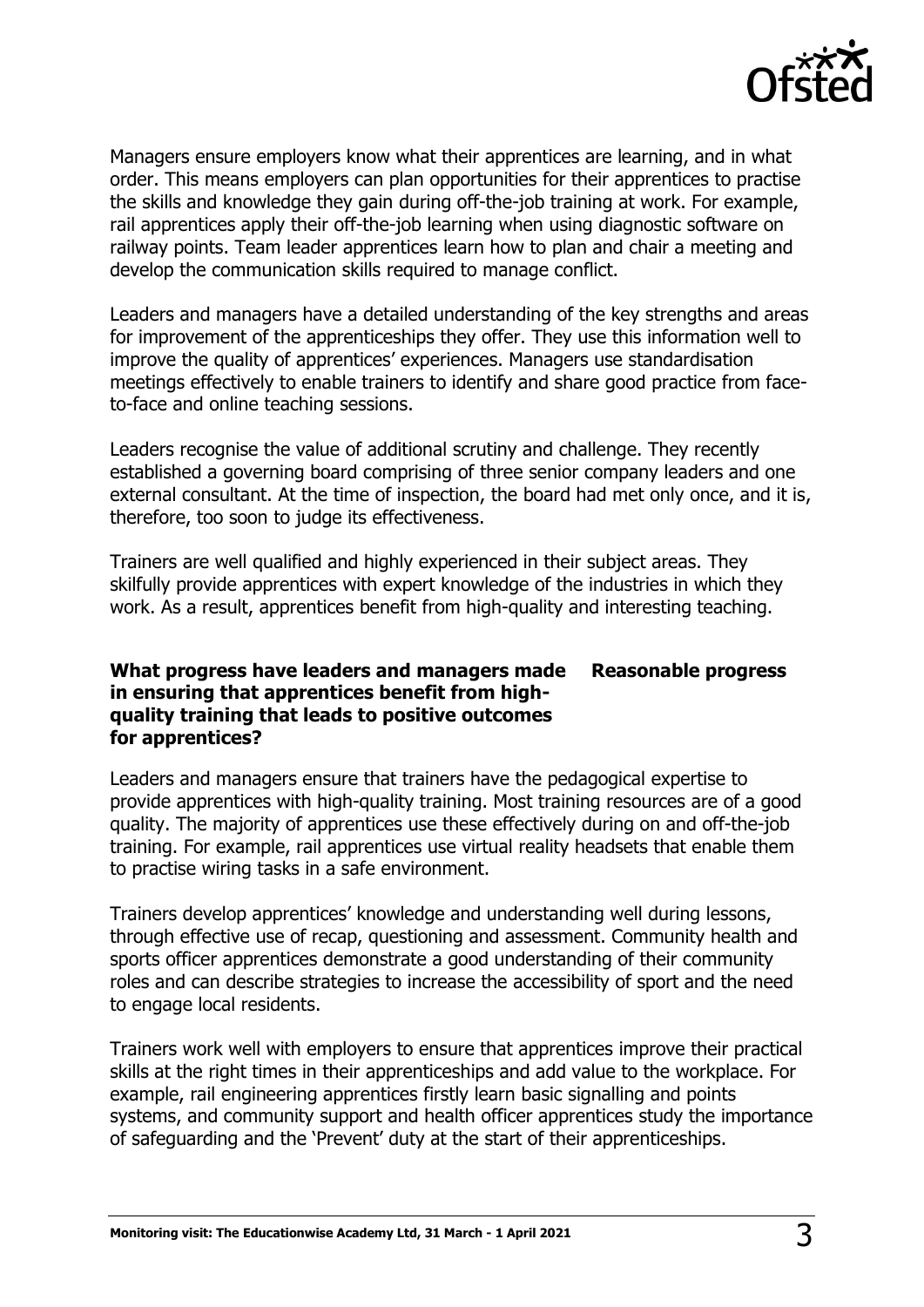Managers ensure employers know what their apprentices are learning, and in what order. This means employers can plan opportunities for their apprentices to practise the skills and knowledge they gain during off-the-job training at work. For example, rail apprentices apply their off-the-job learning when using diagnostic software on railway points. Team leader apprentices learn how to plan and chair a meeting and develop the communication skills required to manage conflict.

Leaders and managers have a detailed understanding of the key strengths and areas for improvement of the apprenticeships they offer. They use this information well to improve the quality of apprentices' experiences. Managers use standardisation meetings effectively to enable trainers to identify and share good practice from face-to-face and online teaching sessions.

Leaders recognise the value of additional scrutiny and challenge. They recently established a governing board comprising of three senior company leaders and one external consultant. At the time of inspection, the board had met only once, and it is, therefore, too soon to judge its effectiveness.

Trainers are well qualified and highly experienced in their subject areas. They skilfully provide apprentices with expert knowledge of the industries in which they work. As a result, apprentices benefit from high-quality and interesting teaching.

| **What progress have leaders and managers made in ensuring that apprentices benefit from high-quality training that leads to positive outcomes for apprentices?** | **Reasonable progress** |
|---|---|

Leaders and managers ensure that trainers have the pedagogical expertise to provide apprentices with high-quality training. Most training resources are of a good quality. The majority of apprentices use these effectively during on and off-the-job training. For example, rail apprentices use virtual reality headsets that enable them to practise wiring tasks in a safe environment.

Trainers develop apprentices' knowledge and understanding well during lessons, through effective use of recap, questioning and assessment. Community health and sports officer apprentices demonstrate a good understanding of their community roles and can describe strategies to increase the accessibility of sport and the need to engage local residents.

Trainers work well with employers to ensure that apprentices improve their practical skills at the right times in their apprenticeships and add value to the workplace. For example, rail engineering apprentices firstly learn basic signalling and points systems, and community support and health officer apprentices study the importance of safeguarding and the 'Prevent' duty at the start of their apprenticeships.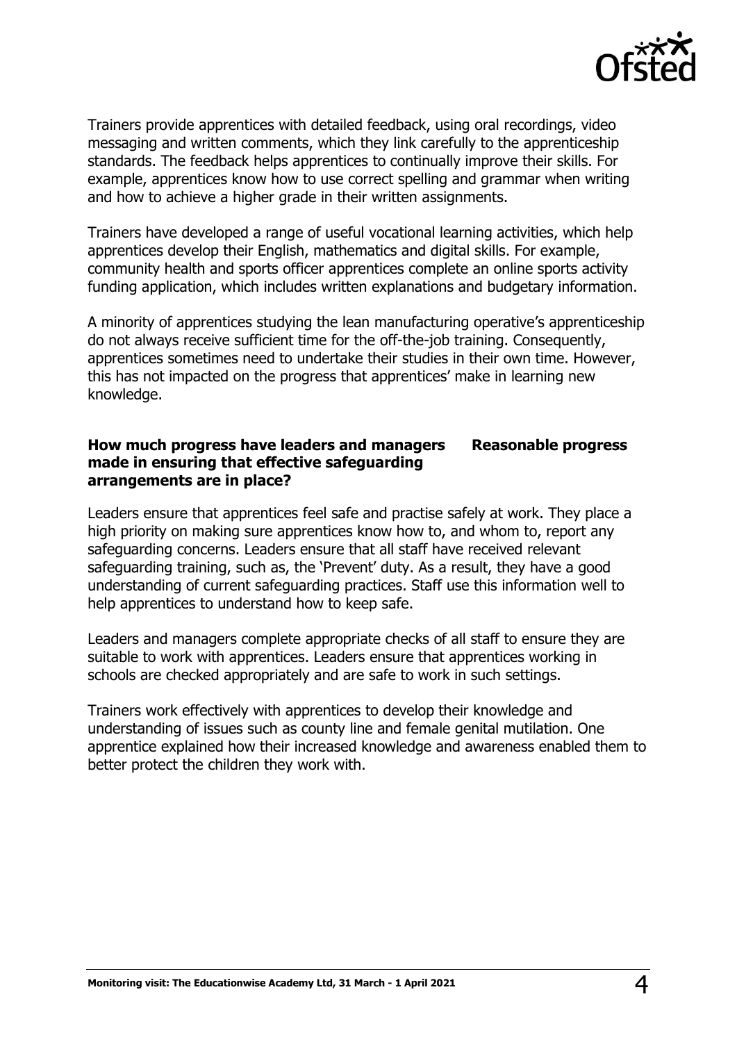Trainers provide apprentices with detailed feedback, using oral recordings, video messaging and written comments, which they link carefully to the apprenticeship standards. The feedback helps apprentices to continually improve their skills. For example, apprentices know how to use correct spelling and grammar when writing and how to achieve a higher grade in their written assignments.

Trainers have developed a range of useful vocational learning activities, which help apprentices develop their English, mathematics and digital skills. For example, community health and sports officer apprentices complete an online sports activity funding application, which includes written explanations and budgetary information.

A minority of apprentices studying the lean manufacturing operative's apprenticeship do not always receive sufficient time for the off-the-job training. Consequently, apprentices sometimes need to undertake their studies in their own time. However, this has not impacted on the progress that apprentices' make in learning new knowledge.

**How much progress have leaders and managers made in ensuring that effective safeguarding arrangements are in place?** **Reasonable progress**

Leaders ensure that apprentices feel safe and practise safely at work. They place a high priority on making sure apprentices know how to, and whom to, report any safeguarding concerns. Leaders ensure that all staff have received relevant safeguarding training, such as, the 'Prevent' duty. As a result, they have a good understanding of current safeguarding practices. Staff use this information well to help apprentices to understand how to keep safe.

Leaders and managers complete appropriate checks of all staff to ensure they are suitable to work with apprentices. Leaders ensure that apprentices working in schools are checked appropriately and are safe to work in such settings.

Trainers work effectively with apprentices to develop their knowledge and understanding of issues such as county line and female genital mutilation. One apprentice explained how their increased knowledge and awareness enabled them to better protect the children they work with.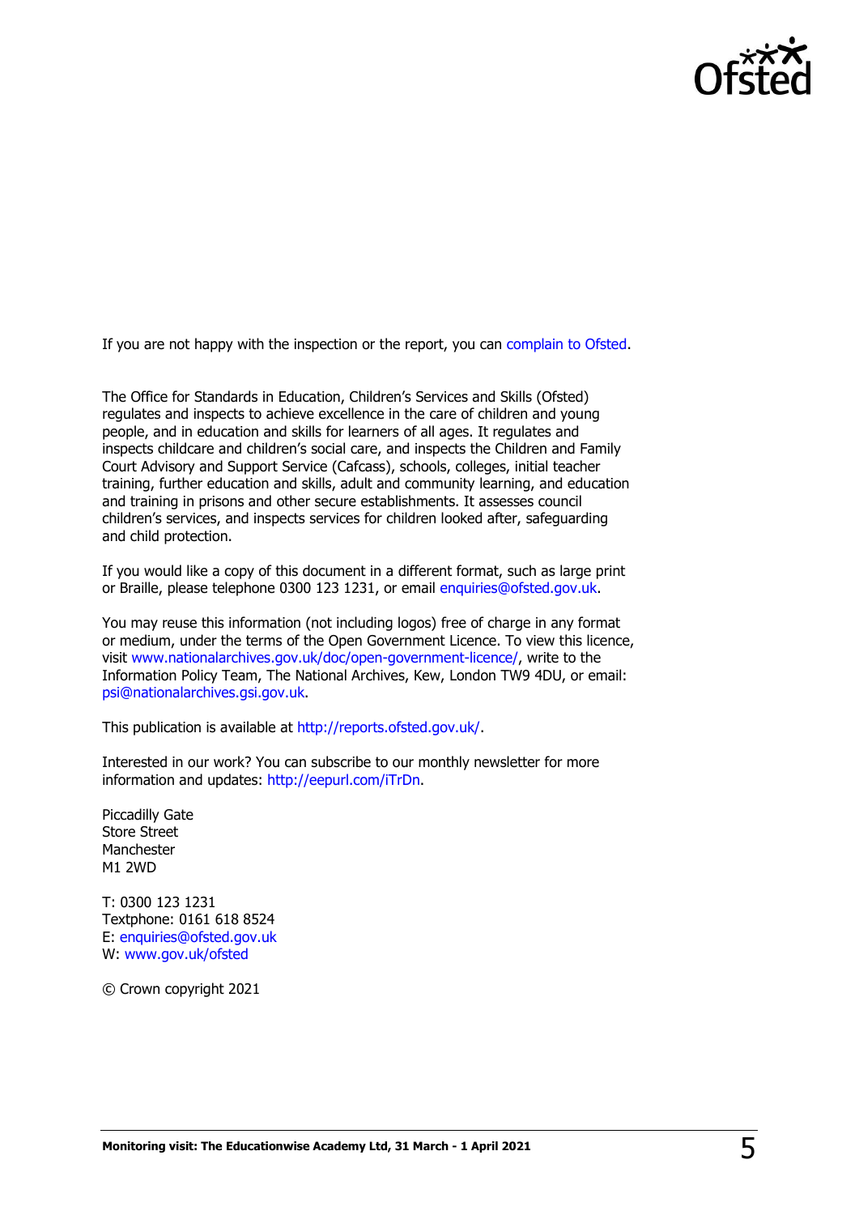If you are not happy with the inspection or the report, you can complain to Ofsted.

The Office for Standards in Education, Children's Services and Skills (Ofsted) regulates and inspects to achieve excellence in the care of children and young people, and in education and skills for learners of all ages. It regulates and inspects childcare and children's social care, and inspects the Children and Family Court Advisory and Support Service (Cafcass), schools, colleges, initial teacher training, further education and skills, adult and community learning, and education and training in prisons and other secure establishments. It assesses council children's services, and inspects services for children looked after, safeguarding and child protection.

If you would like a copy of this document in a different format, such as large print or Braille, please telephone 0300 123 1231, or email enquiries@ofsted.gov.uk.

You may reuse this information (not including logos) free of charge in any format or medium, under the terms of the Open Government Licence. To view this licence, visit www.nationalarchives.gov.uk/doc/open-government-licence/, write to the Information Policy Team, The National Archives, Kew, London TW9 4DU, or email: psi@nationalarchives.gsi.gov.uk.

This publication is available at http://reports.ofsted.gov.uk/.

Interested in our work? You can subscribe to our monthly newsletter for more information and updates: http://eepurl.com/iTrDn.

Piccadilly Gate
Store Street
Manchester
M1 2WD

T: 0300 123 1231
Textphone: 0161 618 8524
E: enquiries@ofsted.gov.uk
W: www.gov.uk/ofsted

© Crown copyright 2021